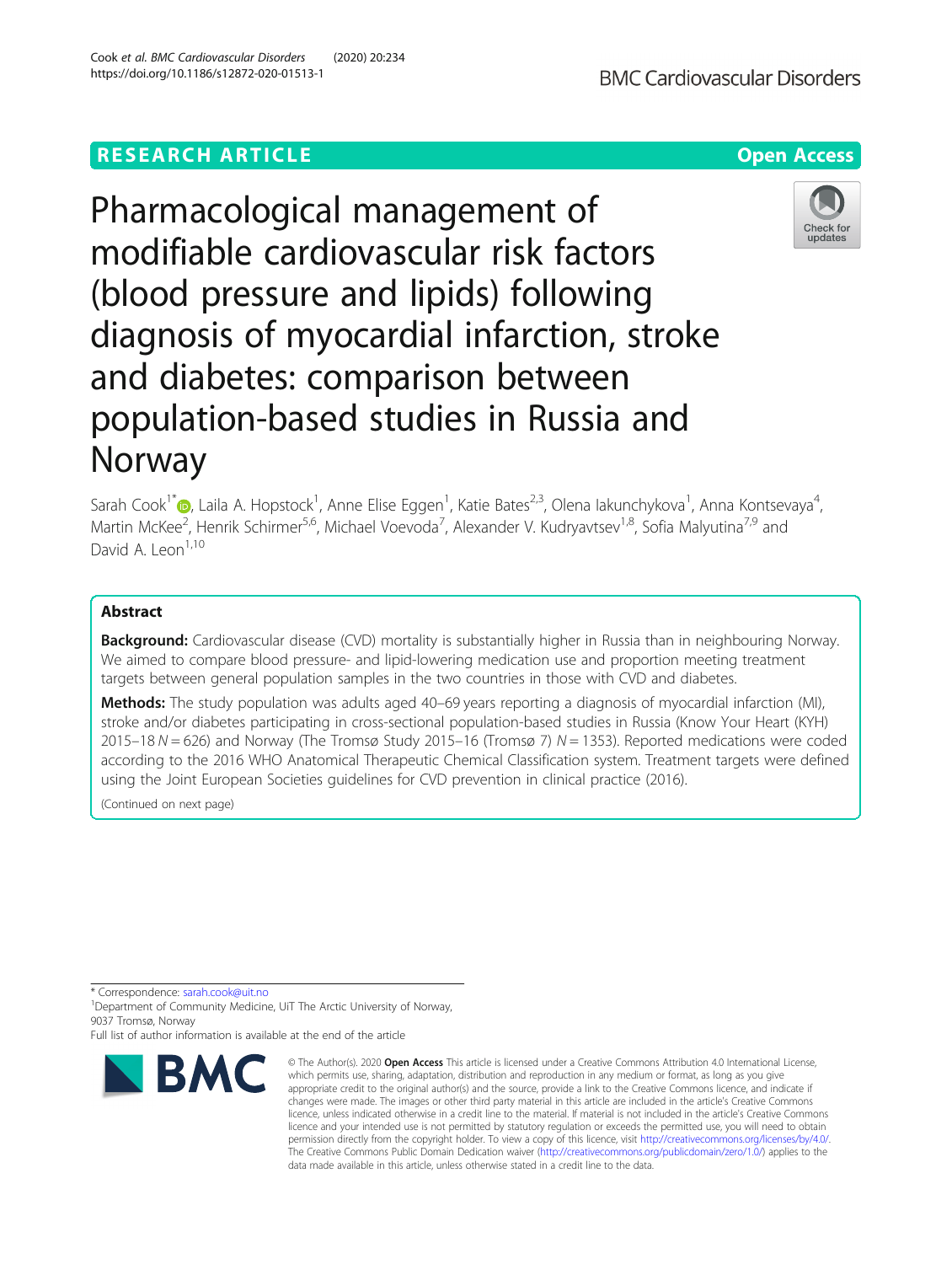RESEARCH ARTICLE

Open Access

# Pharmacological management of modifiable cardiovascular risk factors (blood pressure and lipids) following diagnosis of myocardial infarction, stroke and diabetes: comparison between population-based studies in Russia and Norway

Sarah Cook[1*], Laila A. Hopstock[1], Anne Elise Eggen[1], Katie Bates[2,3], Olena Iakunchykova[1], Anna Kontsevaya[4], Martin McKee[2], Henrik Schirmer[5,6], Michael Voevoda[7], Alexander V. Kudryavtsev[1,8], Sofia Malyutina[7,9] and David A. Leon[1,10]

## Abstract

**Background:** Cardiovascular disease (CVD) mortality is substantially higher in Russia than in neighbouring Norway. We aimed to compare blood pressure- and lipid-lowering medication use and proportion meeting treatment targets between general population samples in the two countries in those with CVD and diabetes.

**Methods:** The study population was adults aged 40–69 years reporting a diagnosis of myocardial infarction (MI), stroke and/or diabetes participating in cross-sectional population-based studies in Russia (Know Your Heart (KYH) 2015–18 $N = 626$) and Norway (The Tromsø Study 2015–16 (Tromsø 7) $N = 1353$). Reported medications were coded according to the 2016 WHO Anatomical Therapeutic Chemical Classification system. Treatment targets were defined using the Joint European Societies guidelines for CVD prevention in clinical practice (2016).

(Continued on next page)

* Correspondence: sarah.cook@uit.no
[1]Department of Community Medicine, UiT The Arctic University of Norway, 9037 Tromsø, Norway
Full list of author information is available at the end of the article

© The Author(s). 2020 **Open Access** This article is licensed under a Creative Commons Attribution 4.0 International License, which permits use, sharing, adaptation, distribution and reproduction in any medium or format, as long as you give appropriate credit to the original author(s) and the source, provide a link to the Creative Commons licence, and indicate if changes were made. The images or other third party material in this article are included in the article's Creative Commons licence, unless indicated otherwise in a credit line to the material. If material is not included in the article's Creative Commons licence and your intended use is not permitted by statutory regulation or exceeds the permitted use, you will need to obtain permission directly from the copyright holder. To view a copy of this licence, visit http://creativecommons.org/licenses/by/4.0/. The Creative Commons Public Domain Dedication waiver (http://creativecommons.org/publicdomain/zero/1.0/) applies to the data made available in this article, unless otherwise stated in a credit line to the data.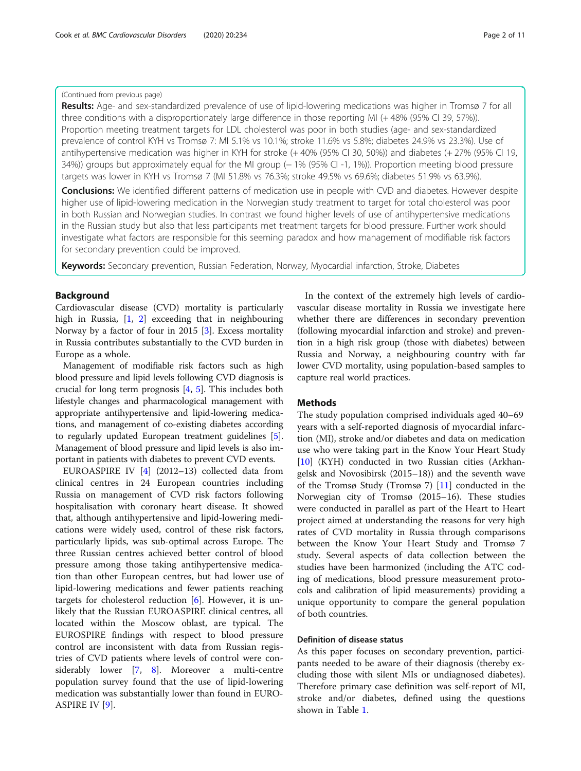(Continued from previous page)

**Results:** Age- and sex-standardized prevalence of use of lipid-lowering medications was higher in Tromsø 7 for all three conditions with a disproportionately large difference in those reporting MI (+ 48% (95% CI 39, 57%)). Proportion meeting treatment targets for LDL cholesterol was poor in both studies (age- and sex-standardized prevalence of control KYH vs Tromsø 7: MI 5.1% vs 10.1%; stroke 11.6% vs 5.8%; diabetes 24.9% vs 23.3%). Use of antihypertensive medication was higher in KYH for stroke (+ 40% (95% CI 30, 50%)) and diabetes (+ 27% (95% CI 19, 34%)) groups but approximately equal for the MI group (− 1% (95% CI -1, 1%)). Proportion meeting blood pressure targets was lower in KYH vs Tromsø 7 (MI 51.8% vs 76.3%; stroke 49.5% vs 69.6%; diabetes 51.9% vs 63.9%).

**Conclusions:** We identified different patterns of medication use in people with CVD and diabetes. However despite higher use of lipid-lowering medication in the Norwegian study treatment to target for total cholesterol was poor in both Russian and Norwegian studies. In contrast we found higher levels of use of antihypertensive medications in the Russian study but also that less participants met treatment targets for blood pressure. Further work should investigate what factors are responsible for this seeming paradox and how management of modifiable risk factors for secondary prevention could be improved.

**Keywords:** Secondary prevention, Russian Federation, Norway, Myocardial infarction, Stroke, Diabetes

## Background

Cardiovascular disease (CVD) mortality is particularly high in Russia, [1, 2] exceeding that in neighbouring Norway by a factor of four in 2015 [3]. Excess mortality in Russia contributes substantially to the CVD burden in Europe as a whole.

Management of modifiable risk factors such as high blood pressure and lipid levels following CVD diagnosis is crucial for long term prognosis [4, 5]. This includes both lifestyle changes and pharmacological management with appropriate antihypertensive and lipid-lowering medications, and management of co-existing diabetes according to regularly updated European treatment guidelines [5]. Management of blood pressure and lipid levels is also important in patients with diabetes to prevent CVD events.

EUROASPIRE IV [4] (2012–13) collected data from clinical centres in 24 European countries including Russia on management of CVD risk factors following hospitalisation with coronary heart disease. It showed that, although antihypertensive and lipid-lowering medications were widely used, control of these risk factors, particularly lipids, was sub-optimal across Europe. The three Russian centres achieved better control of blood pressure among those taking antihypertensive medication than other European centres, but had lower use of lipid-lowering medications and fewer patients reaching targets for cholesterol reduction [6]. However, it is unlikely that the Russian EUROASPIRE clinical centres, all located within the Moscow oblast, are typical. The EUROSPIRE findings with respect to blood pressure control are inconsistent with data from Russian registries of CVD patients where levels of control were considerably lower [7, 8]. Moreover a multi-centre population survey found that the use of lipid-lowering medication was substantially lower than found in EUROASPIRE IV [9].

In the context of the extremely high levels of cardiovascular disease mortality in Russia we investigate here whether there are differences in secondary prevention (following myocardial infarction and stroke) and prevention in a high risk group (those with diabetes) between Russia and Norway, a neighbouring country with far lower CVD mortality, using population-based samples to capture real world practices.

## Methods

The study population comprised individuals aged 40–69 years with a self-reported diagnosis of myocardial infarction (MI), stroke and/or diabetes and data on medication use who were taking part in the Know Your Heart Study [10] (KYH) conducted in two Russian cities (Arkhangelsk and Novosibirsk (2015–18)) and the seventh wave of the Tromsø Study (Tromsø 7) [11] conducted in the Norwegian city of Tromsø (2015–16). These studies were conducted in parallel as part of the Heart to Heart project aimed at understanding the reasons for very high rates of CVD mortality in Russia through comparisons between the Know Your Heart Study and Tromsø 7 study. Several aspects of data collection between the studies have been harmonized (including the ATC coding of medications, blood pressure measurement protocols and calibration of lipid measurements) providing a unique opportunity to compare the general population of both countries.

### Definition of disease status

As this paper focuses on secondary prevention, participants needed to be aware of their diagnosis (thereby excluding those with silent MIs or undiagnosed diabetes). Therefore primary case definition was self-report of MI, stroke and/or diabetes, defined using the questions shown in Table 1.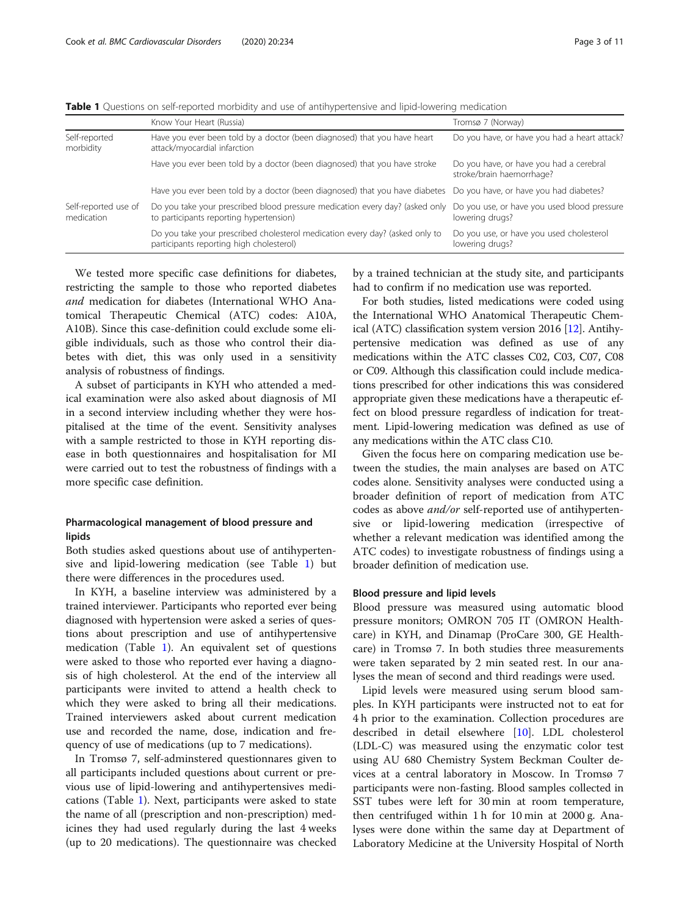**Table 1** Questions on self-reported morbidity and use of antihypertensive and lipid-lowering medication

| | Know Your Heart (Russia) | Tromsø 7 (Norway) |
|---|---|---|
| Self-reported morbidity | Have you ever been told by a doctor (been diagnosed) that you have heart attack/myocardial infarction | Do you have, or have you had a heart attack? |
| | Have you ever been told by a doctor (been diagnosed) that you have stroke | Do you have, or have you had a cerebral stroke/brain haemorrhage? |
| | Have you ever been told by a doctor (been diagnosed) that you have diabetes | Do you have, or have you had diabetes? |
| Self-reported use of medication | Do you take your prescribed blood pressure medication every day? (asked only to participants reporting hypertension) | Do you use, or have you used blood pressure lowering drugs? |
| | Do you take your prescribed cholesterol medication every day? (asked only to participants reporting high cholesterol) | Do you use, or have you used cholesterol lowering drugs? |

We tested more specific case definitions for diabetes, restricting the sample to those who reported diabetes *and* medication for diabetes (International WHO Anatomical Therapeutic Chemical (ATC) codes: A10A, A10B). Since this case-definition could exclude some eligible individuals, such as those who control their diabetes with diet, this was only used in a sensitivity analysis of robustness of findings.

A subset of participants in KYH who attended a medical examination were also asked about diagnosis of MI in a second interview including whether they were hospitalised at the time of the event. Sensitivity analyses with a sample restricted to those in KYH reporting disease in both questionnaires and hospitalisation for MI were carried out to test the robustness of findings with a more specific case definition.

## Pharmacological management of blood pressure and lipids

Both studies asked questions about use of antihypertensive and lipid-lowering medication (see Table 1) but there were differences in the procedures used.

In KYH, a baseline interview was administered by a trained interviewer. Participants who reported ever being diagnosed with hypertension were asked a series of questions about prescription and use of antihypertensive medication (Table 1). An equivalent set of questions were asked to those who reported ever having a diagnosis of high cholesterol. At the end of the interview all participants were invited to attend a health check to which they were asked to bring all their medications. Trained interviewers asked about current medication use and recorded the name, dose, indication and frequency of use of medications (up to 7 medications).

In Tromsø 7, self-adminstered questionnares given to all participants included questions about current or previous use of lipid-lowering and antihypertensives medications (Table 1). Next, participants were asked to state the name of all (prescription and non-prescription) medicines they had used regularly during the last 4 weeks (up to 20 medications). The questionnaire was checked by a trained technician at the study site, and participants had to confirm if no medication use was reported.

For both studies, listed medications were coded using the International WHO Anatomical Therapeutic Chemical (ATC) classification system version 2016 [12]. Antihypertensive medication was defined as use of any medications within the ATC classes C02, C03, C07, C08 or C09. Although this classification could include medications prescribed for other indications this was considered appropriate given these medications have a therapeutic effect on blood pressure regardless of indication for treatment. Lipid-lowering medication was defined as use of any medications within the ATC class C10.

Given the focus here on comparing medication use between the studies, the main analyses are based on ATC codes alone. Sensitivity analyses were conducted using a broader definition of report of medication from ATC codes as above *and/or* self-reported use of antihypertensive or lipid-lowering medication (irrespective of whether a relevant medication was identified among the ATC codes) to investigate robustness of findings using a broader definition of medication use.

### Blood pressure and lipid levels

Blood pressure was measured using automatic blood pressure monitors; OMRON 705 IT (OMRON Healthcare) in KYH, and Dinamap (ProCare 300, GE Healthcare) in Tromsø 7. In both studies three measurements were taken separated by 2 min seated rest. In our analyses the mean of second and third readings were used.

Lipid levels were measured using serum blood samples. In KYH participants were instructed not to eat for 4 h prior to the examination. Collection procedures are described in detail elsewhere [10]. LDL cholesterol (LDL-C) was measured using the enzymatic color test using AU 680 Chemistry System Beckman Coulter devices at a central laboratory in Moscow. In Tromsø 7 participants were non-fasting. Blood samples collected in SST tubes were left for 30 min at room temperature, then centrifuged within 1 h for 10 min at 2000 g. Analyses were done within the same day at Department of Laboratory Medicine at the University Hospital of North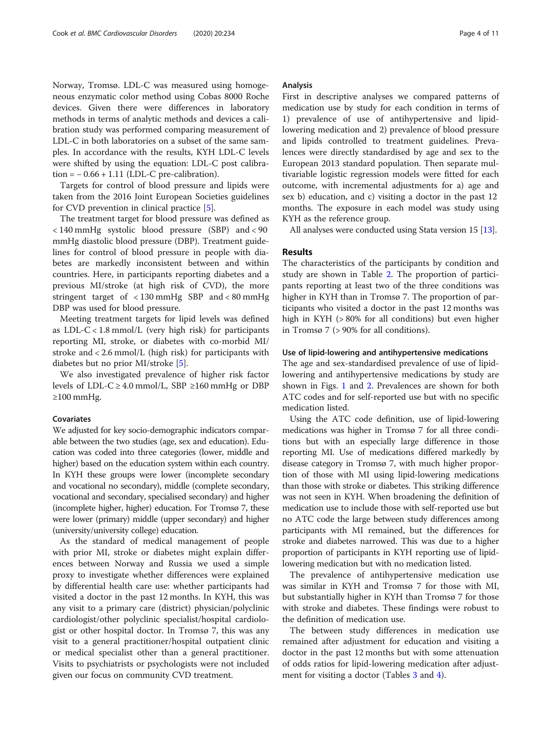Norway, Tromsø. LDL-C was measured using homogeneous enzymatic color method using Cobas 8000 Roche devices. Given there were differences in laboratory methods in terms of analytic methods and devices a calibration study was performed comparing measurement of LDL-C in both laboratories on a subset of the same samples. In accordance with the results, KYH LDL-C levels were shifted by using the equation: LDL-C post calibration = − 0.66 + 1.11 (LDL-C pre-calibration).

Targets for control of blood pressure and lipids were taken from the 2016 Joint European Societies guidelines for CVD prevention in clinical practice [5].

The treatment target for blood pressure was defined as < 140 mmHg systolic blood pressure (SBP) and < 90 mmHg diastolic blood pressure (DBP). Treatment guidelines for control of blood pressure in people with diabetes are markedly inconsistent between and within countries. Here, in participants reporting diabetes and a previous MI/stroke (at high risk of CVD), the more stringent target of < 130 mmHg SBP and < 80 mmHg DBP was used for blood pressure.

Meeting treatment targets for lipid levels was defined as LDL-C < 1.8 mmol/L (very high risk) for participants reporting MI, stroke, or diabetes with co-morbid MI/stroke and < 2.6 mmol/L (high risk) for participants with diabetes but no prior MI/stroke [5].

We also investigated prevalence of higher risk factor levels of LDL-C ≥ 4.0 mmol/L, SBP ≥160 mmHg or DBP ≥100 mmHg.

### Covariates

We adjusted for key socio-demographic indicators comparable between the two studies (age, sex and education). Education was coded into three categories (lower, middle and higher) based on the education system within each country. In KYH these groups were lower (incomplete secondary and vocational no secondary), middle (complete secondary, vocational and secondary, specialised secondary) and higher (incomplete higher, higher) education. For Tromsø 7, these were lower (primary) middle (upper secondary) and higher (university/university college) education.

As the standard of medical management of people with prior MI, stroke or diabetes might explain differences between Norway and Russia we used a simple proxy to investigate whether differences were explained by differential health care use: whether participants had visited a doctor in the past 12 months. In KYH, this was any visit to a primary care (district) physician/polyclinic cardiologist/other polyclinic specialist/hospital cardiologist or other hospital doctor. In Tromsø 7, this was any visit to a general practitioner/hospital outpatient clinic or medical specialist other than a general practitioner. Visits to psychiatrists or psychologists were not included given our focus on community CVD treatment.

### Analysis

First in descriptive analyses we compared patterns of medication use by study for each condition in terms of 1) prevalence of use of antihypertensive and lipid-lowering medication and 2) prevalence of blood pressure and lipids controlled to treatment guidelines. Prevalences were directly standardised by age and sex to the European 2013 standard population. Then separate multivariable logistic regression models were fitted for each outcome, with incremental adjustments for a) age and sex b) education, and c) visiting a doctor in the past 12 months. The exposure in each model was study using KYH as the reference group.

All analyses were conducted using Stata version 15 [13].

## Results

The characteristics of the participants by condition and study are shown in Table 2. The proportion of participants reporting at least two of the three conditions was higher in KYH than in Tromsø 7. The proportion of participants who visited a doctor in the past 12 months was high in KYH (> 80% for all conditions) but even higher in Tromsø 7 (> 90% for all conditions).

### Use of lipid-lowering and antihypertensive medications

The age and sex-standardised prevalence of use of lipid-lowering and antihypertensive medications by study are shown in Figs. 1 and 2. Prevalences are shown for both ATC codes and for self-reported use but with no specific medication listed.

Using the ATC code definition, use of lipid-lowering medications was higher in Tromsø 7 for all three conditions but with an especially large difference in those reporting MI. Use of medications differed markedly by disease category in Tromsø 7, with much higher proportion of those with MI using lipid-lowering medications than those with stroke or diabetes. This striking difference was not seen in KYH. When broadening the definition of medication use to include those with self-reported use but no ATC code the large between study differences among participants with MI remained, but the differences for stroke and diabetes narrowed. This was due to a higher proportion of participants in KYH reporting use of lipid-lowering medication but with no medication listed.

The prevalence of antihypertensive medication use was similar in KYH and Tromsø 7 for those with MI, but substantially higher in KYH than Tromsø 7 for those with stroke and diabetes. These findings were robust to the definition of medication use.

The between study differences in medication use remained after adjustment for education and visiting a doctor in the past 12 months but with some attenuation of odds ratios for lipid-lowering medication after adjustment for visiting a doctor (Tables 3 and 4).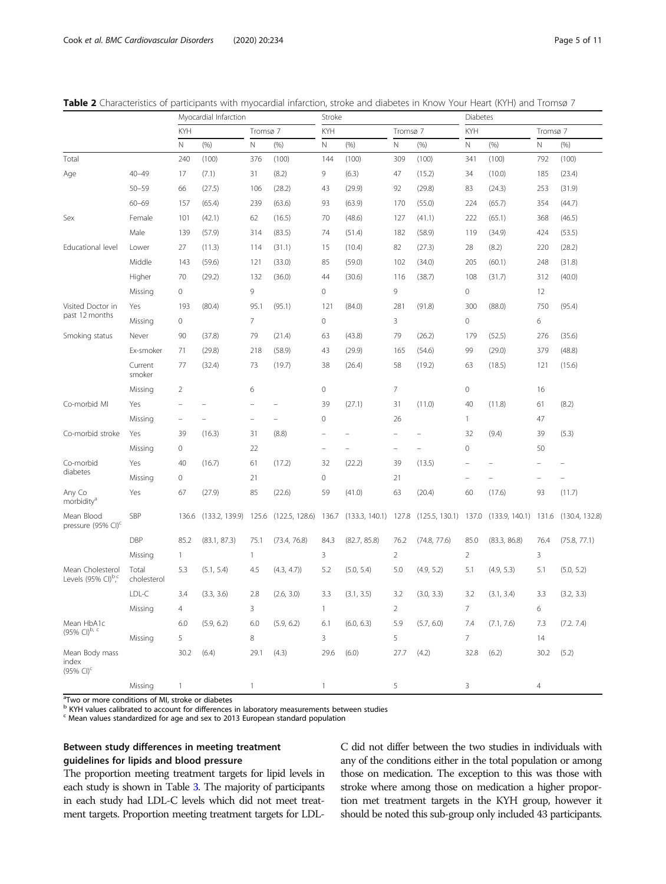**Table 2** Characteristics of participants with myocardial infarction, stroke and diabetes in Know Your Heart (KYH) and Tromsø 7

| | | Myocardial Infarction | | | | Stroke | | | | Diabetes | | | |
|---|---|---|---|---|---|---|---|---|---|---|---|---|---|
| | | KYH | | Tromsø 7 | | KYH | | Tromsø 7 | | KYH | | Tromsø 7 | |
| | | N | (%) | N | (%) | N | (%) | N | (%) | N | (%) | N | (%) |
| Total | | 240 | (100) | 376 | (100) | 144 | (100) | 309 | (100) | 341 | (100) | 792 | (100) |
| Age | 40–49 | 17 | (7.1) | 31 | (8.2) | 9 | (6.3) | 47 | (15.2) | 34 | (10.0) | 185 | (23.4) |
| | 50–59 | 66 | (27.5) | 106 | (28.2) | 43 | (29.9) | 92 | (29.8) | 83 | (24.3) | 253 | (31.9) |
| | 60–69 | 157 | (65.4) | 239 | (63.6) | 93 | (63.9) | 170 | (55.0) | 224 | (65.7) | 354 | (44.7) |
| Sex | Female | 101 | (42.1) | 62 | (16.5) | 70 | (48.6) | 127 | (41.1) | 222 | (65.1) | 368 | (46.5) |
| | Male | 139 | (57.9) | 314 | (83.5) | 74 | (51.4) | 182 | (58.9) | 119 | (34.9) | 424 | (53.5) |
| Educational level | Lower | 27 | (11.3) | 114 | (31.1) | 15 | (10.4) | 82 | (27.3) | 28 | (8.2) | 220 | (28.2) |
| | Middle | 143 | (59.6) | 121 | (33.0) | 85 | (59.0) | 102 | (34.0) | 205 | (60.1) | 248 | (31.8) |
| | Higher | 70 | (29.2) | 132 | (36.0) | 44 | (30.6) | 116 | (38.7) | 108 | (31.7) | 312 | (40.0) |
| | Missing | 0 | | 9 | | 0 | | 9 | | 0 | | 12 | |
| Visited Doctor in past 12 months | Yes | 193 | (80.4) | 95.1 | (95.1) | 121 | (84.0) | 281 | (91.8) | 300 | (88.0) | 750 | (95.4) |
| | Missing | 0 | | 7 | | 0 | | 3 | | 0 | | 6 | |
| Smoking status | Never | 90 | (37.8) | 79 | (21.4) | 63 | (43.8) | 79 | (26.2) | 179 | (52.5) | 276 | (35.6) |
| | Ex-smoker | 71 | (29.8) | 218 | (58.9) | 43 | (29.9) | 165 | (54.6) | 99 | (29.0) | 379 | (48.8) |
| | Current smoker | 77 | (32.4) | 73 | (19.7) | 38 | (26.4) | 58 | (19.2) | 63 | (18.5) | 121 | (15.6) |
| | Missing | 2 | | 6 | | 0 | | 7 | | 0 | | 16 | |
| Co-morbid MI | Yes | – | – | – | – | 39 | (27.1) | 31 | (11.0) | 40 | (11.8) | 61 | (8.2) |
| | Missing | – | – | – | – | 0 | | 26 | | 1 | | 47 | |
| Co-morbid stroke | Yes | 39 | (16.3) | 31 | (8.8) | – | – | – | – | 32 | (9.4) | 39 | (5.3) |
| | Missing | 0 | | 22 | | – | – | – | – | 0 | | 50 | |
| Co-morbid diabetes | Yes | 40 | (16.7) | 61 | (17.2) | 32 | (22.2) | 39 | (13.5) | – | – | – | – |
| | Missing | 0 | | 21 | | 0 | | 21 | | – | – | – | – |
| Any Co morbidity[a] | Yes | 67 | (27.9) | 85 | (22.6) | 59 | (41.0) | 63 | (20.4) | 60 | (17.6) | 93 | (11.7) |
| Mean Blood pressure (95% CI)[c] | SBP | 136.6 | (133.2, 139.9) | 125.6 | (122.5, 128.6) | 136.7 | (133.3, 140.1) | 127.8 | (125.5, 130.1) | 137.0 | (133.9, 140.1) | 131.6 | (130.4, 132.8) |
| | DBP | 85.2 | (83.1, 87.3) | 75.1 | (73.4, 76.8) | 84.3 | (82.7, 85.8) | 76.2 | (74.8, 77.6) | 85.0 | (83.3, 86.8) | 76.4 | (75.8, 77.1) |
| | Missing | 1 | | 1 | | 3 | | 2 | | 2 | | 3 | |
| Mean Cholesterol Levels (95% CI)[b,c] | Total cholesterol | 5.3 | (5.1, 5.4) | 4.5 | (4.3, 4.7)) | 5.2 | (5.0, 5.4) | 5.0 | (4.9, 5.2) | 5.1 | (4.9, 5.3) | 5.1 | (5.0, 5.2) |
| | LDL-C | 3.4 | (3.3, 3.6) | 2.8 | (2.6, 3.0) | 3.3 | (3.1, 3.5) | 3.2 | (3.0, 3.3) | 3.2 | (3.1, 3.4) | 3.3 | (3.2, 3.3) |
| | Missing | 4 | | 3 | | 1 | | 2 | | 7 | | 6 | |
| Mean HbA1c (95% CI)[b, c] | | 6.0 | (5.9, 6.2) | 6.0 | (5.9, 6.2) | 6.1 | (6.0, 6.3) | 5.9 | (5.7, 6.0) | 7.4 | (7.1, 7.6) | 7.3 | (7.2. 7.4) |
| | Missing | 5 | | 8 | | 3 | | 5 | | 7 | | 14 | |
| Mean Body mass index (95% CI)[c] | | 30.2 | (6.4) | 29.1 | (4.3) | 29.6 | (6.0) | 27.7 | (4.2) | 32.8 | (6.2) | 30.2 | (5.2) |
| | Missing | 1 | | 1 | | 1 | | 5 | | 3 | | 4 | |

[a] Two or more conditions of MI, stroke or diabetes
[b] KYH values calibrated to account for differences in laboratory measurements between studies
[c] Mean values standardized for age and sex to 2013 European standard population

## Between study differences in meeting treatment guidelines for lipids and blood pressure

The proportion meeting treatment targets for lipid levels in each study is shown in Table 3. The majority of participants in each study had LDL-C levels which did not meet treatment targets. Proportion meeting treatment targets for LDL-C did not differ between the two studies in individuals with any of the conditions either in the total population or among those on medication. The exception to this was those with stroke where among those on medication a higher proportion met treatment targets in the KYH group, however it should be noted this sub-group only included 43 participants.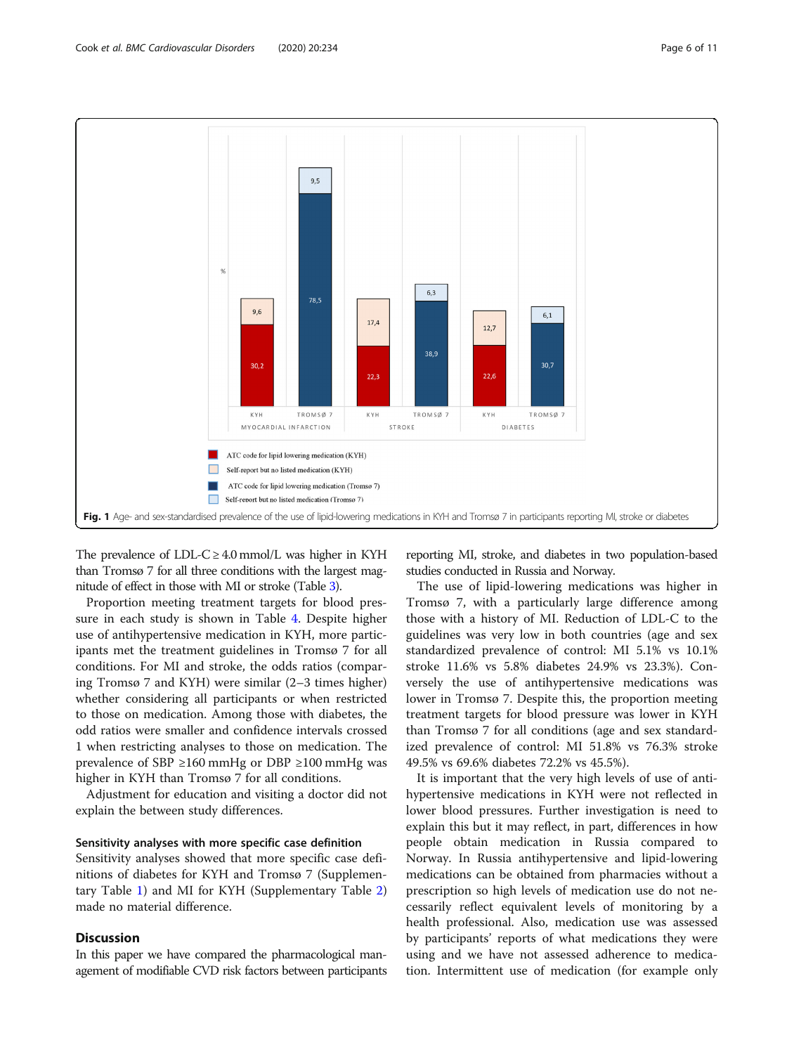Fig. 1 Age- and sex-standardised prevalence of the use of lipid-lowering medications in KYH and Tromsø 7 in participants reporting MI, stroke or diabetes

The prevalence of LDL-C ≥ 4.0 mmol/L was higher in KYH than Tromsø 7 for all three conditions with the largest magnitude of effect in those with MI or stroke (Table 3).

Proportion meeting treatment targets for blood pressure in each study is shown in Table 4. Despite higher use of antihypertensive medication in KYH, more participants met the treatment guidelines in Tromsø 7 for all conditions. For MI and stroke, the odds ratios (comparing Tromsø 7 and KYH) were similar (2–3 times higher) whether considering all participants or when restricted to those on medication. Among those with diabetes, the odd ratios were smaller and confidence intervals crossed 1 when restricting analyses to those on medication. The prevalence of SBP ≥160 mmHg or DBP ≥100 mmHg was higher in KYH than Tromsø 7 for all conditions.

Adjustment for education and visiting a doctor did not explain the between study differences.

### Sensitivity analyses with more specific case definition

Sensitivity analyses showed that more specific case definitions of diabetes for KYH and Tromsø 7 (Supplementary Table 1) and MI for KYH (Supplementary Table 2) made no material difference.

## Discussion

In this paper we have compared the pharmacological management of modifiable CVD risk factors between participants reporting MI, stroke, and diabetes in two population-based studies conducted in Russia and Norway.

The use of lipid-lowering medications was higher in Tromsø 7, with a particularly large difference among those with a history of MI. Reduction of LDL-C to the guidelines was very low in both countries (age and sex standardized prevalence of control: MI 5.1% vs 10.1% stroke 11.6% vs 5.8% diabetes 24.9% vs 23.3%). Conversely the use of antihypertensive medications was lower in Tromsø 7. Despite this, the proportion meeting treatment targets for blood pressure was lower in KYH than Tromsø 7 for all conditions (age and sex standardized prevalence of control: MI 51.8% vs 76.3% stroke 49.5% vs 69.6% diabetes 72.2% vs 45.5%).

It is important that the very high levels of use of antihypertensive medications in KYH were not reflected in lower blood pressures. Further investigation is need to explain this but it may reflect, in part, differences in how people obtain medication in Russia compared to Norway. In Russia antihypertensive and lipid-lowering medications can be obtained from pharmacies without a prescription so high levels of medication use do not necessarily reflect equivalent levels of monitoring by a health professional. Also, medication use was assessed by participants' reports of what medications they were using and we have not assessed adherence to medication. Intermittent use of medication (for example only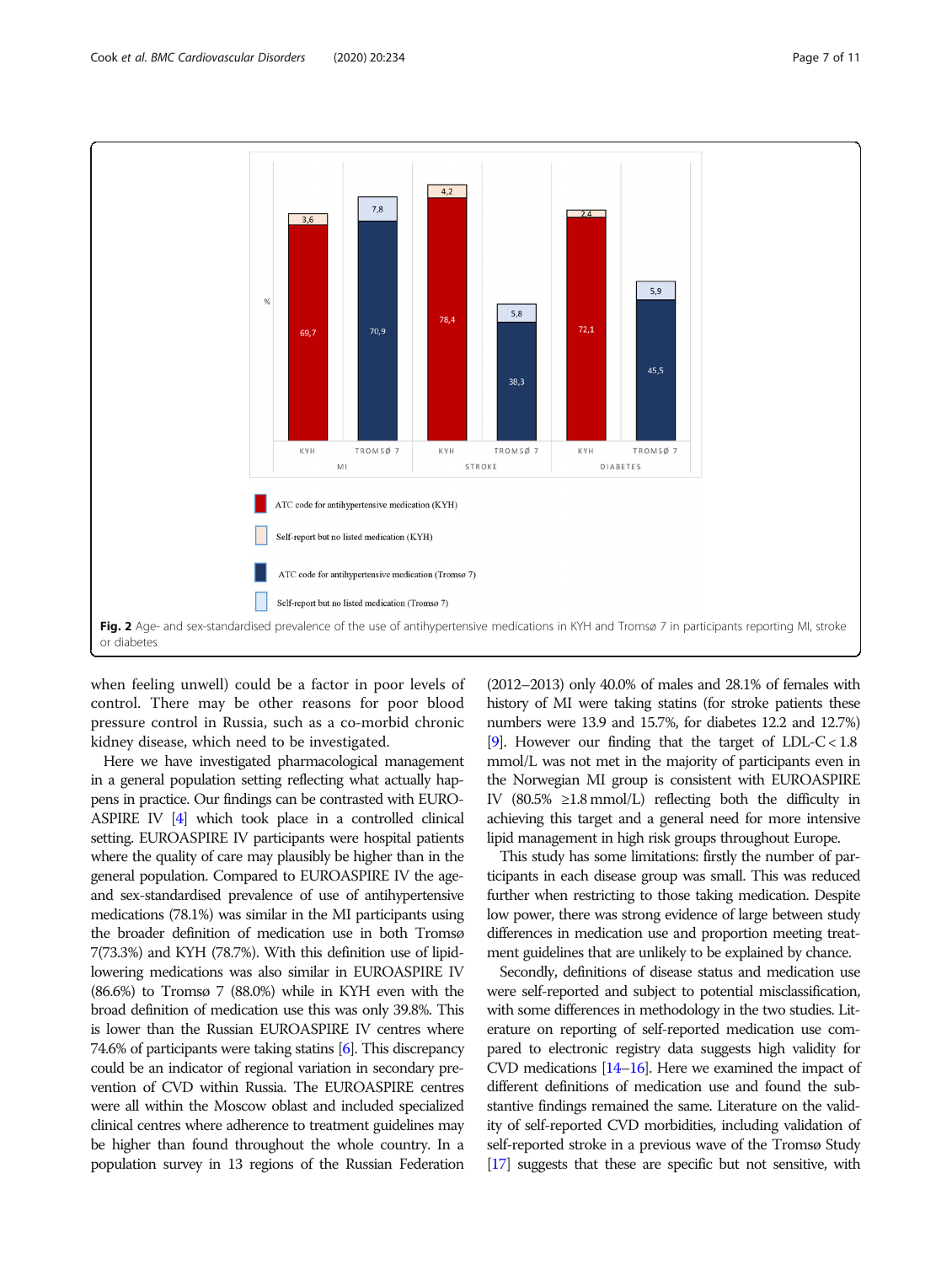**Fig. 2** Age- and sex-standardised prevalence of the use of antihypertensive medications in KYH and Tromsø 7 in participants reporting MI, stroke or diabetes

when feeling unwell) could be a factor in poor levels of control. There may be other reasons for poor blood pressure control in Russia, such as a co-morbid chronic kidney disease, which need to be investigated.

Here we have investigated pharmacological management in a general population setting reflecting what actually happens in practice. Our findings can be contrasted with EUROASPIRE IV [4] which took place in a controlled clinical setting. EUROASPIRE IV participants were hospital patients where the quality of care may plausibly be higher than in the general population. Compared to EUROASPIRE IV the age- and sex-standardised prevalence of use of antihypertensive medications (78.1%) was similar in the MI participants using the broader definition of medication use in both Tromsø 7(73.3%) and KYH (78.7%). With this definition use of lipid-lowering medications was also similar in EUROASPIRE IV (86.6%) to Tromsø 7 (88.0%) while in KYH even with the broad definition of medication use this was only 39.8%. This is lower than the Russian EUROASPIRE IV centres where 74.6% of participants were taking statins [6]. This discrepancy could be an indicator of regional variation in secondary prevention of CVD within Russia. The EUROASPIRE centres were all within the Moscow oblast and included specialized clinical centres where adherence to treatment guidelines may be higher than found throughout the whole country. In a population survey in 13 regions of the Russian Federation (2012–2013) only 40.0% of males and 28.1% of females with history of MI were taking statins (for stroke patients these numbers were 13.9 and 15.7%, for diabetes 12.2 and 12.7%) [9]. However our finding that the target of LDL-C < 1.8 mmol/L was not met in the majority of participants even in the Norwegian MI group is consistent with EUROASPIRE IV (80.5% ≥1.8 mmol/L) reflecting both the difficulty in achieving this target and a general need for more intensive lipid management in high risk groups throughout Europe.

This study has some limitations: firstly the number of participants in each disease group was small. This was reduced further when restricting to those taking medication. Despite low power, there was strong evidence of large between study differences in medication use and proportion meeting treatment guidelines that are unlikely to be explained by chance.

Secondly, definitions of disease status and medication use were self-reported and subject to potential misclassification, with some differences in methodology in the two studies. Literature on reporting of self-reported medication use compared to electronic registry data suggests high validity for CVD medications [14–16]. Here we examined the impact of different definitions of medication use and found the substantive findings remained the same. Literature on the validity of self-reported CVD morbidities, including validation of self-reported stroke in a previous wave of the Tromsø Study [17] suggests that these are specific but not sensitive, with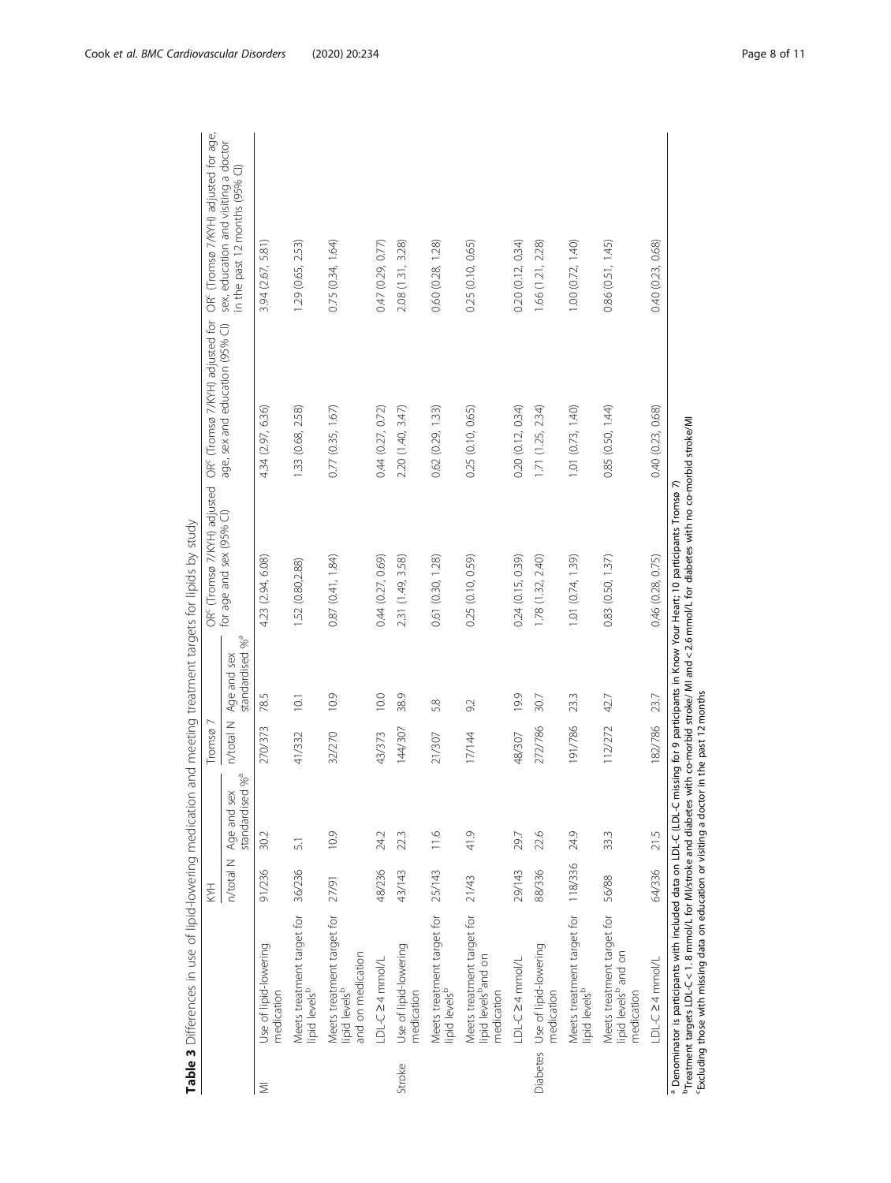**Table 3** Differences in use of lipid-lowering medication and meeting treatment targets for lipids by study

| | | KYH | | Tromsø 7 | | OR[c] (Tromsø 7/KYH) adjusted for age and sex (95% CI) | OR[c] (Tromsø 7/KYH) adjusted for age, sex and education (95% CI) | OR[c] (Tromsø 7/KYH) adjusted for age, sex, education and visiting a doctor in the past 12 months (95% CI) |
|---|---|---|---|---|---|---|---|---|
| | | n/total N | Age and sex standardised %[a] | n/total N | Age and sex standardised %[a] | | | |
| MI | Use of lipid-lowering medication | 91/236 | 30.2 | 270/373 | 78.5 | 4.23 (2.94, 6.08) | 4.34 (2.97, 6.36) | 3.94 (2.67, 5.81) |
| | Meets treatment target for lipid levels[b] | 36/236 | 5.1 | 41/332 | 10.1 | 1.52 (0.80,2.88) | 1.33 (0.68, 2.58) | 1.29 (0.65, 2.53) |
| | Meets treatment target for lipid levels[b] and on medication | 27/91 | 10.9 | 32/270 | 10.9 | 0.87 (0.41, 1.84) | 0.77 (0.35, 1.67) | 0.75 (0.34, 1.64) |
| | LDL-C ≥ 4 mmol/L | 48/236 | 24.2 | 43/373 | 10.0 | 0.44 (0.27, 0.69) | 0.44 (0.27, 0.72) | 0.47 (0.29, 0.77) |
| Stroke | Use of lipid-lowering medication | 43/143 | 22.3 | 144/307 | 38.9 | 2.31 (1.49, 3.58) | 2.20 (1.40, 3.47) | 2.08 (1.31, 3.28) |
| | Meets treatment target for lipid levels[b] | 25/143 | 11.6 | 21/307 | 5.8 | 0.61 (0.30, 1.28) | 0.62 (0.29, 1.33) | 0.60 (0.28, 1.28) |
| | Meets treatment target for lipid levels[b] and on medication | 21/43 | 41.9 | 17/144 | 9.2 | 0.25 (0.10, 0.59) | 0.25 (0.10, 0.65) | 0.25 (0.10, 0.65) |
| | LDL-C ≥ 4 mmol/L | 29/143 | 29.7 | 48/307 | 19.9 | 0.24 (0.15, 0.39) | 0.20 (0.12, 0.34) | 0.20 (0.12, 0.34) |
| Diabetes | Use of lipid-lowering medication | 88/336 | 22.6 | 272/786 | 30.7 | 1.78 (1.32, 2.40) | 1.71 (1.25, 2.34) | 1.66 (1.21, 2.28) |
| | Meets treatment target for lipid levels[b] | 118/336 | 24.9 | 191/786 | 23.3 | 1.01 (0.74, 1.39) | 1.01 (0.73, 1.40) | 1.00 (0.72, 1.40) |
| | Meets treatment target for lipid levels[b] and on medication | 56/88 | 33.3 | 112/272 | 42.7 | 0.83 (0.50, 1.37) | 0.85 (0.50, 1.44) | 0.86 (0.51, 1.45) |
| | LDL-C ≥ 4 mmol/L | 64/336 | 21.5 | 182/786 | 23.7 | 0.46 (0.28, 0.75) | 0.40 (0.23, 0.68) | 0.40 (0.23, 0.68) |

[a] Denominator is participants with included data on LDL-C (LDL-C missing for 9 participants in Know Your Heart; 10 participants Tromsø 7)
[b] Treatment targets LDL-C < 1. 8 mmol/L for MI/stroke and diabetes with co-morbid stroke/ MI and < 2.6 mmol/L for diabetes with no co-morbid stroke/MI
[c] Excluding those with missing data on education or visiting a doctor in the past 12 months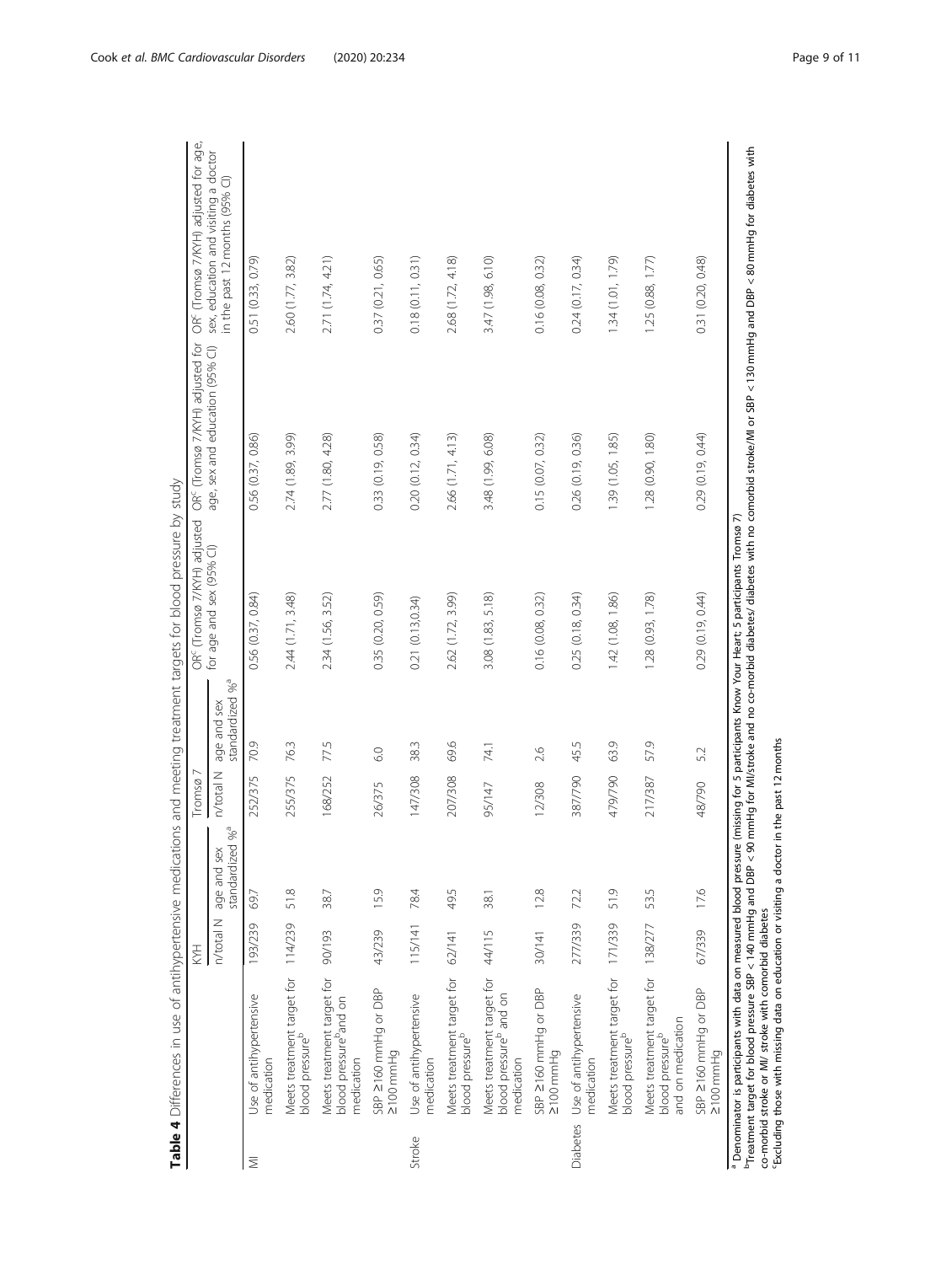**Table 4** Differences in use of antihypertensive medications and meeting treatment targets for blood pressure by study

| | | KYH | | Tromsø 7 | | OR[c] (Tromsø 7/KYH) adjusted for age and sex (95% CI) | OR[c] (Tromsø 7/KYH) adjusted for age, sex and education (95% CI) | OR[c] (Tromsø 7/KYH) adjusted for age, sex, education and visiting a doctor in the past 12 months (95% CI) |
|---|---|---|---|---|---|---|---|---|
| | | n/total N | age and sex standardized %[a] | n/total N | age and sex standardized %[a] | | | |
| MI | Use of antihypertensive medication | 193/239 | 69.7 | 252/375 | 70.9 | 0.56 (0.37, 0.84) | 0.56 (0.37, 0.86) | 0.51 (0.33, 0.79) |
| | Meets treatment target for blood pressure[b] | 114/239 | 51.8 | 255/375 | 76.3 | 2.44 (1.71, 3.48) | 2.74 (1.89, 3.99) | 2.60 (1.77, 3.82) |
| | Meets treatment target for blood pressure[b] and on medication | 90/193 | 38.7 | 168/252 | 77.5 | 2.34 (1.56, 3.52) | 2.77 (1.80, 4.28) | 2.71 (1.74, 4.21) |
| | SBP ≥160 mmHg or DBP ≥100 mmHg | 43/239 | 15.9 | 26/375 | 6.0 | 0.35 (0.20, 0.59) | 0.33 (0.19, 0.58) | 0.37 (0.21, 0.65) |
| Stroke | Use of antihypertensive medication | 115/141 | 78.4 | 147/308 | 38.3 | 0.21 (0.13,0.34) | 0.20 (0.12, 0.34) | 0.18 (0.11, 0.31) |
| | Meets treatment target for blood pressure[b] | 62/141 | 49.5 | 207/308 | 69.6 | 2.62 (1.72, 3.99) | 2.66 (1.71, 4.13) | 2.68 (1.72, 4.18) |
| | Meets treatment target for blood pressure[b] and on medication | 44/115 | 38.1 | 95/147 | 74.1 | 3.08 (1.83, 5.18) | 3.48 (1.99, 6.08) | 3.47 (1.98, 6.10) |
| | SBP ≥160 mmHg or DBP ≥100 mmHg | 30/141 | 12.8 | 12/308 | 2.6 | 0.16 (0.08, 0.32) | 0.15 (0.07, 0.32) | 0.16 (0.08, 0.32) |
| Diabetes | Use of antihypertensive medication | 277/339 | 72.2 | 387/790 | 45.5 | 0.25 (0.18, 0.34) | 0.26 (0.19, 0.36) | 0.24 (0.17, 0.34) |
| | Meets treatment target for blood pressure[b] | 171/339 | 51.9 | 479/790 | 63.9 | 1.42 (1.08, 1.86) | 1.39 (1.05, 1.85) | 1.34 (1.01, 1.79) |
| | Meets treatment target for blood pressure[b] and on medication | 138/277 | 53.5 | 217/387 | 57.9 | 1.28 (0.93, 1.78) | 1.28 (0.90, 1.80) | 1.25 (0.88, 1.77) |
| | SBP ≥160 mmHg or DBP ≥100 mmHg | 67/339 | 17.6 | 48/790 | 5.2 | 0.29 (0.19, 0.44) | 0.29 (0.19, 0.44) | 0.31 (0.20, 0.48) |

[a] Denominator is participants with data on measured blood pressure (missing for 5 participants Know Your Heart; 5 participants Tromsø 7)

[b] Treatment target for blood pressure SBP < 140 mmHg and DBP < 90 mmHg for MI/stroke and no co-morbid diabetes/ diabetes with no comorbid stroke/MI or SBP < 130 mmHg and DBP < 80 mmHg for diabetes with co-morbid stroke or MI/ stroke with comorbid diabetes

[c] Excluding those with missing data on education or visiting a doctor in the past 12 months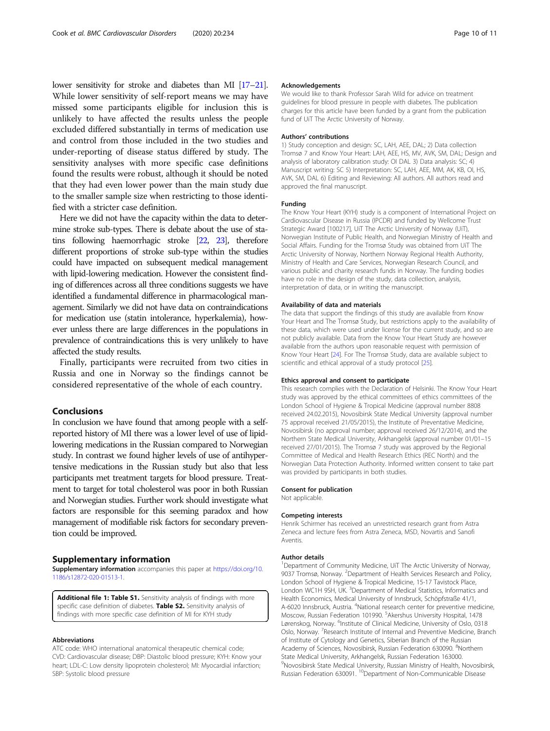lower sensitivity for stroke and diabetes than MI [17–21]. While lower sensitivity of self-report means we may have missed some participants eligible for inclusion this is unlikely to have affected the results unless the people excluded differed substantially in terms of medication use and control from those included in the two studies and under-reporting of disease status differed by study. The sensitivity analyses with more specific case definitions found the results were robust, although it should be noted that they had even lower power than the main study due to the smaller sample size when restricting to those identified with a stricter case definition.

Here we did not have the capacity within the data to determine stroke sub-types. There is debate about the use of statins following haemorrhagic stroke [22, 23], therefore different proportions of stroke sub-type within the studies could have impacted on subsequent medical management with lipid-lowering medication. However the consistent finding of differences across all three conditions suggests we have identified a fundamental difference in pharmacological management. Similarly we did not have data on contraindications for medication use (statin intolerance, hyperkalemia), however unless there are large differences in the populations in prevalence of contraindications this is very unlikely to have affected the study results.

Finally, participants were recruited from two cities in Russia and one in Norway so the findings cannot be considered representative of the whole of each country.

## Conclusions

In conclusion we have found that among people with a self-reported history of MI there was a lower level of use of lipid-lowering medications in the Russian compared to Norwegian study. In contrast we found higher levels of use of antihypertensive medications in the Russian study but also that less participants met treatment targets for blood pressure. Treatment to target for total cholesterol was poor in both Russian and Norwegian studies. Further work should investigate what factors are responsible for this seeming paradox and how management of modifiable risk factors for secondary prevention could be improved.

## Supplementary information

**Supplementary information** accompanies this paper at https://doi.org/10.1186/s12872-020-01513-1.

**Additional file 1: Table S1.** Sensitivity analysis of findings with more specific case definition of diabetes. **Table S2.** Sensitivity analysis of findings with more specific case definition of MI for KYH study

#### Abbreviations

ATC code: WHO international anatomical therapeutic chemical code; CVD: Cardiovascular disease; DBP: Diastolic blood pressure; KYH: Know your heart; LDL-C: Low density lipoprotein cholesterol; MI: Myocardial infarction; SBP: Systolic blood pressure

#### Acknowledgements

We would like to thank Professor Sarah Wild for advice on treatment guidelines for blood pressure in people with diabetes. The publication charges for this article have been funded by a grant from the publication fund of UiT The Arctic University of Norway.

#### Authors' contributions

1) Study conception and design: SC, LAH, AEE, DAL; 2) Data collection Tromsø 7 and Know Your Heart: LAH, AEE, HS, MV, AVK, SM, DAL; Design and analysis of laboratory calibration study: OI DAL 3) Data analysis: SC; 4) Manuscript writing: SC 5) Interpretation: SC, LAH, AEE, MM, AK, KB, OI, HS, AVK, SM, DAL 6) Editing and Reviewing: All authors. All authors read and approved the final manuscript.

#### Funding

The Know Your Heart (KYH) study is a component of International Project on Cardiovascular Disease in Russia (IPCDR) and funded by Wellcome Trust Strategic Award [100217], UiT The Arctic University of Norway (UiT), Norwegian Institute of Public Health, and Norwegian Ministry of Health and Social Affairs. Funding for the Tromsø Study was obtained from UiT The Arctic University of Norway, Northern Norway Regional Health Authority, Ministry of Health and Care Services, Norwegian Research Council, and various public and charity research funds in Norway. The funding bodies have no role in the design of the study, data collection, analysis, interpretation of data, or in writing the manuscript.

#### Availability of data and materials

The data that support the findings of this study are available from Know Your Heart and The Tromsø Study, but restrictions apply to the availability of these data, which were used under license for the current study, and so are not publicly available. Data from the Know Your Heart Study are however available from the authors upon reasonable request with permission of Know Your Heart [24]. For The Tromsø Study, data are available subject to scientific and ethical approval of a study protocol [25].

#### Ethics approval and consent to participate

This research complies with the Declaration of Helsinki. The Know Your Heart study was approved by the ethical committees of ethics committees of the London School of Hygiene & Tropical Medicine (approval number 8808 received 24.02.2015), Novosibirsk State Medical University (approval number 75 approval received 21/05/2015), the Institute of Preventative Medicine, Novosibirsk (no approval number; approval received 26/12/2014), and the Northern State Medical University, Arkhangelsk (approval number 01/01–15 received 27/01/2015). The Tromsø 7 study was approved by the Regional Committee of Medical and Health Research Ethics (REC North) and the Norwegian Data Protection Authority. Informed written consent to take part was provided by participants in both studies.

#### Consent for publication

Not applicable.

#### Competing interests

Henrik Schirmer has received an unrestricted research grant from Astra Zeneca and lecture fees from Astra Zeneca, MSD, Novartis and Sanofi Aventis.

#### Author details

[1]Department of Community Medicine, UiT The Arctic University of Norway, 9037 Tromsø, Norway. [2]Department of Health Services Research and Policy, London School of Hygiene & Tropical Medicine, 15-17 Tavistock Place, London WC1H 9SH, UK. [3]Department of Medical Statistics, Informatics and Health Economics, Medical University of Innsbruck, Schöpfstraße 41/1, A-6020 Innsbruck, Austria. [4]National research center for preventive medicine, Moscow, Russian Federation 101990. [5]Akershus University Hospital, 1478 Lørenskog, Norway. [6]Institute of Clinical Medicine, University of Oslo, 0318 Oslo, Norway. [7]Research Institute of Internal and Preventive Medicine, Branch of Institute of Cytology and Genetics, Siberian Branch of the Russian Academy of Sciences, Novosibirsk, Russian Federation 630090. [8]Northern State Medical University, Arkhangelsk, Russian Federation 163000. [9]Novosibirsk State Medical University, Russian Ministry of Health, Novosibirsk, Russian Federation 630091. [10]Department of Non-Communicable Disease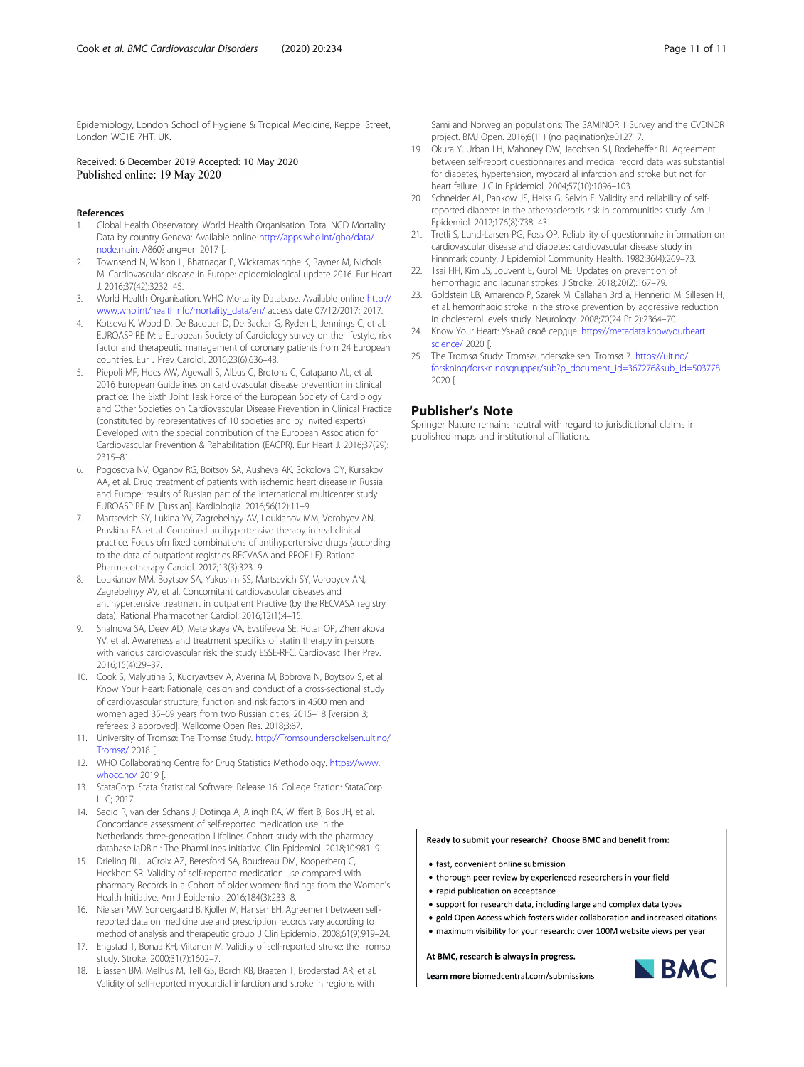Epidemiology, London School of Hygiene & Tropical Medicine, Keppel Street, London WC1E 7HT, UK.

Received: 6 December 2019 Accepted: 10 May 2020
Published online: 19 May 2020

## References

1. Global Health Observatory. World Health Organisation. Total NCD Mortality Data by country Geneva: Available online http://apps.who.int/gho/data/node.main. A860?lang=en 2017 [.
2. Townsend N, Wilson L, Bhatnagar P, Wickramasinghe K, Rayner M, Nichols M. Cardiovascular disease in Europe: epidemiological update 2016. Eur Heart J. 2016;37(42):3232–45.
3. World Health Organisation. WHO Mortality Database. Available online http://www.who.int/healthinfo/mortality_data/en/ access date 07/12/2017; 2017.
4. Kotseva K, Wood D, De Bacquer D, De Backer G, Ryden L, Jennings C, et al. EUROASPIRE IV: a European Society of Cardiology survey on the lifestyle, risk factor and therapeutic management of coronary patients from 24 European countries. Eur J Prev Cardiol. 2016;23(6):636–48.
5. Piepoli MF, Hoes AW, Agewall S, Albus C, Brotons C, Catapano AL, et al. 2016 European Guidelines on cardiovascular disease prevention in clinical practice: The Sixth Joint Task Force of the European Society of Cardiology and Other Societies on Cardiovascular Disease Prevention in Clinical Practice (constituted by representatives of 10 societies and by invited experts) Developed with the special contribution of the European Association for Cardiovascular Prevention & Rehabilitation (EACPR). Eur Heart J. 2016;37(29):2315–81.
6. Pogosova NV, Oganov RG, Boitsov SA, Ausheva AK, Sokolova OY, Kursakov AA, et al. Drug treatment of patients with ischemic heart disease in Russia and Europe: results of Russian part of the international multicenter study EUROASPIRE IV. [Russian]. Kardiologiia. 2016;56(12):11–9.
7. Martsevich SY, Lukina YV, Zagrebelnyy AV, Loukianov MM, Vorobyev AN, Pravkina EA, et al. Combined antihypertensive therapy in real clinical practice. Focus ofn fixed combinations of antihypertensive drugs (according to the data of outpatient registries RECVASA and PROFILE). Rational Pharmacotherapy Cardiol. 2017;13(3):323–9.
8. Loukianov MM, Boytsov SA, Yakushin SS, Martsevich SY, Vorobyev AN, Zagrebelnyy AV, et al. Concomitant cardiovascular diseases and antihypertensive treatment in outpatient Practive (by the RECVASA registry data). Rational Pharmacother Cardiol. 2016;12(1):4–15.
9. Shalnova SA, Deev AD, Metelskaya VA, Evstifeeva SE, Rotar OP, Zhernakova YV, et al. Awareness and treatment specifics of statin therapy in persons with various cardiovascular risk: the study ESSE-RFC. Cardiovasc Ther Prev. 2016;15(4):29–37.
10. Cook S, Malyutina S, Kudryavtsev A, Averina M, Bobrova N, Boytsov S, et al. Know Your Heart: Rationale, design and conduct of a cross-sectional study of cardiovascular structure, function and risk factors in 4500 men and women aged 35–69 years from two Russian cities, 2015–18 [version 3; referees: 3 approved]. Wellcome Open Res. 2018;3:67.
11. University of Tromsø: The Tromsø Study. http://Tromsoundersokelsen.uit.no/Tromsø/ 2018 [.
12. WHO Collaborating Centre for Drug Statistics Methodology. https://www.whocc.no/ 2019 [.
13. StataCorp. Stata Statistical Software: Release 16. College Station: StataCorp LLC; 2017.
14. Sediq R, van der Schans J, Dotinga A, Alingh RA, Wilffert B, Bos JH, et al. Concordance assessment of self-reported medication use in the Netherlands three-generation Lifelines Cohort study with the pharmacy database iaDB.nl: The PharmLines initiative. Clin Epidemiol. 2018;10:981–9.
15. Drieling RL, LaCroix AZ, Beresford SA, Boudreau DM, Kooperberg C, Heckbert SR. Validity of self-reported medication use compared with pharmacy Records in a Cohort of older women: findings from the Women's Health Initiative. Am J Epidemiol. 2016;184(3):233–8.
16. Nielsen MW, Sondergaard B, Kjoller M, Hansen EH. Agreement between self-reported data on medicine use and prescription records vary according to method of analysis and therapeutic group. J Clin Epidemiol. 2008;61(9):919–24.
17. Engstad T, Bonaa KH, Viitanen M. Validity of self-reported stroke: the Tromso study. Stroke. 2000;31(7):1602–7.
18. Eliassen BM, Melhus M, Tell GS, Borch KB, Braaten T, Broderstad AR, et al. Validity of self-reported myocardial infarction and stroke in regions with Sami and Norwegian populations: The SAMINOR 1 Survey and the CVDNOR project. BMJ Open. 2016;6(11) (no pagination):e012717.
19. Okura Y, Urban LH, Mahoney DW, Jacobsen SJ, Rodeheffer RJ. Agreement between self-report questionnaires and medical record data was substantial for diabetes, hypertension, myocardial infarction and stroke but not for heart failure. J Clin Epidemiol. 2004;57(10):1096–103.
20. Schneider AL, Pankow JS, Heiss G, Selvin E. Validity and reliability of self-reported diabetes in the atherosclerosis risk in communities study. Am J Epidemiol. 2012;176(8):738–43.
21. Tretli S, Lund-Larsen PG, Foss OP. Reliability of questionnaire information on cardiovascular disease and diabetes: cardiovascular disease study in Finnmark county. J Epidemiol Community Health. 1982;36(4):269–73.
22. Tsai HH, Kim JS, Jouvent E, Gurol ME. Updates on prevention of hemorrhagic and lacunar strokes. J Stroke. 2018;20(2):167–79.
23. Goldstein LB, Amarenco P, Szarek M. Callahan 3rd a, Hennerici M, Sillesen H, et al. hemorrhagic stroke in the stroke prevention by aggressive reduction in cholesterol levels study. Neurology. 2008;70(24 Pt 2):2364–70.
24. Know Your Heart: Узнай своё сердце. https://metadata.knowyourheart.science/ 2020 [.
25. The Tromsø Study: Tromsøundersøkelsen. Tromsø 7. https://uit.no/forskning/forskningsgrupper/sub?p_document_id=367276&sub_id=503778 2020 [.

## Publisher's Note

Springer Nature remains neutral with regard to jurisdictional claims in published maps and institutional affiliations.

**Ready to submit your research? Choose BMC and benefit from:**

- fast, convenient online submission
- thorough peer review by experienced researchers in your field
- rapid publication on acceptance
- support for research data, including large and complex data types
- gold Open Access which fosters wider collaboration and increased citations
- maximum visibility for your research: over 100M website views per year

**At BMC, research is always in progress.**

**Learn more** biomedcentral.com/submissions

BMC